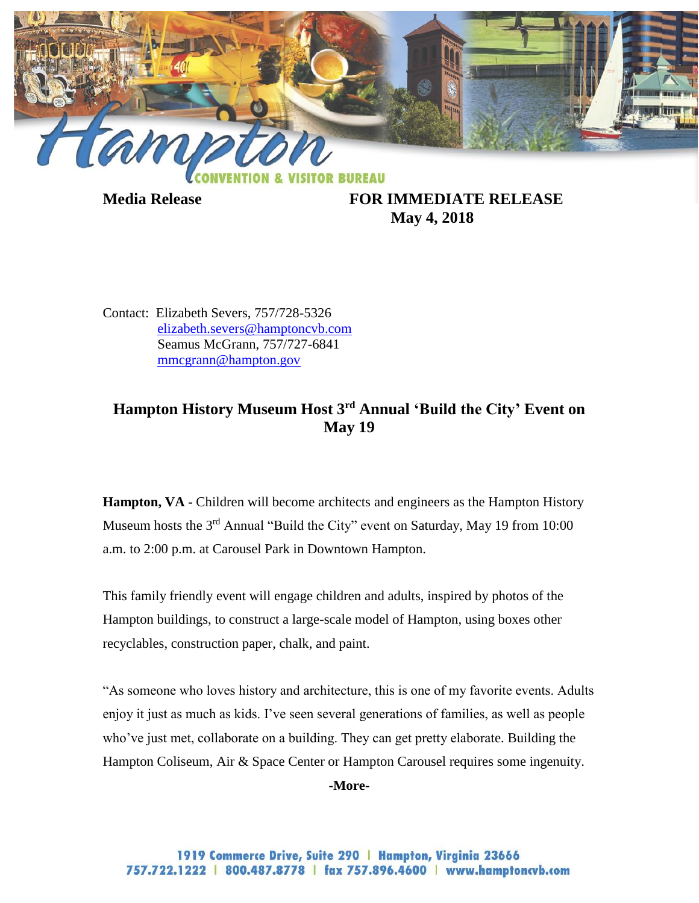**Media Release** **FOR IMMEDIATE RELEASE**
**May 4, 2018**

Contact: Elizabeth Severs, 757/728-5326
elizabeth.severs@hamptoncvb.com
Seamus McGrann, 757/727-6841
mmcgrann@hampton.gov

## Hampton History Museum Host 3rd Annual 'Build the City' Event on May 19

**Hampton, VA -** Children will become architects and engineers as the Hampton History Museum hosts the 3rd Annual "Build the City" event on Saturday, May 19 from 10:00 a.m. to 2:00 p.m. at Carousel Park in Downtown Hampton.

This family friendly event will engage children and adults, inspired by photos of the Hampton buildings, to construct a large-scale model of Hampton, using boxes other recyclables, construction paper, chalk, and paint.

"As someone who loves history and architecture, this is one of my favorite events. Adults enjoy it just as much as kids. I've seen several generations of families, as well as people who've just met, collaborate on a building. They can get pretty elaborate. Building the Hampton Coliseum, Air & Space Center or Hampton Carousel requires some ingenuity.

**-More-**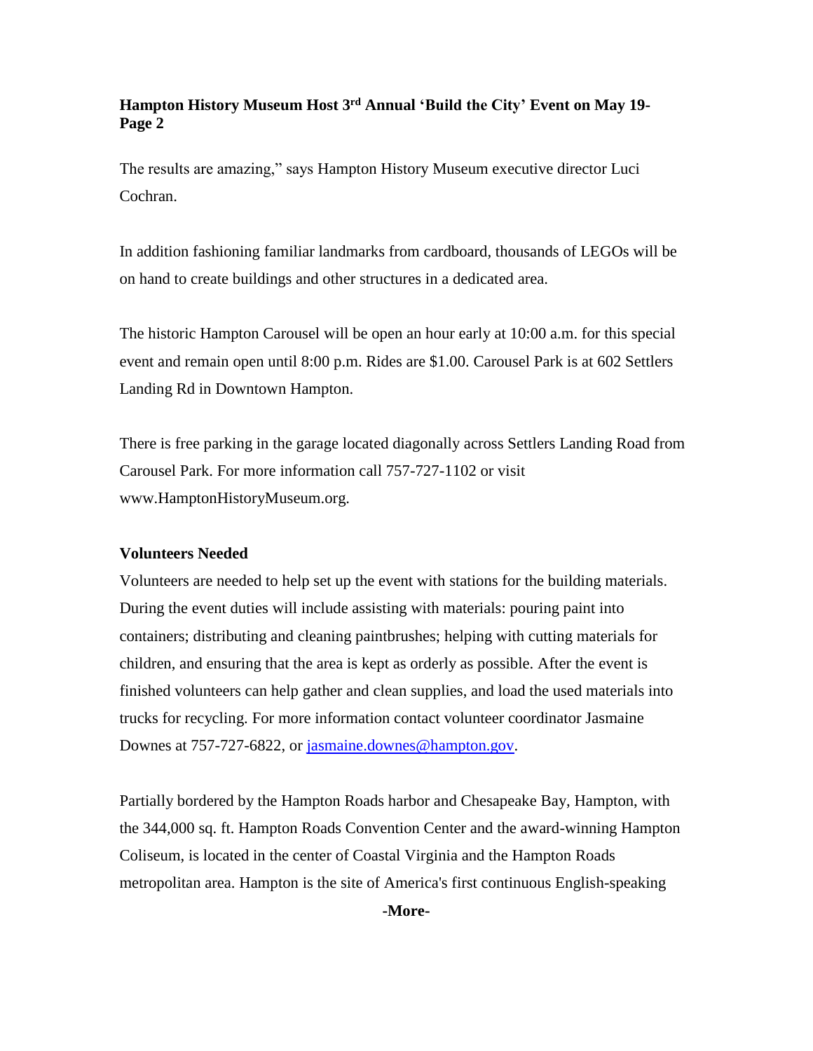The results are amazing," says Hampton History Museum executive director Luci Cochran.

In addition fashioning familiar landmarks from cardboard, thousands of LEGOs will be on hand to create buildings and other structures in a dedicated area.

The historic Hampton Carousel will be open an hour early at 10:00 a.m. for this special event and remain open until 8:00 p.m. Rides are $1.00. Carousel Park is at 602 Settlers Landing Rd in Downtown Hampton.

There is free parking in the garage located diagonally across Settlers Landing Road from Carousel Park. For more information call 757-727-1102 or visit www.HamptonHistoryMuseum.org.

**Volunteers Needed**

Volunteers are needed to help set up the event with stations for the building materials. During the event duties will include assisting with materials: pouring paint into containers; distributing and cleaning paintbrushes; helping with cutting materials for children, and ensuring that the area is kept as orderly as possible. After the event is finished volunteers can help gather and clean supplies, and load the used materials into trucks for recycling. For more information contact volunteer coordinator Jasmaine Downes at 757-727-6822, or [jasmaine.downes@hampton.gov](mailto:jasmaine.downes@hampton.gov).

Partially bordered by the Hampton Roads harbor and Chesapeake Bay, Hampton, with the 344,000 sq. ft. Hampton Roads Convention Center and the award-winning Hampton Coliseum, is located in the center of Coastal Virginia and the Hampton Roads metropolitan area. Hampton is the site of America's first continuous English-speaking

**-More-**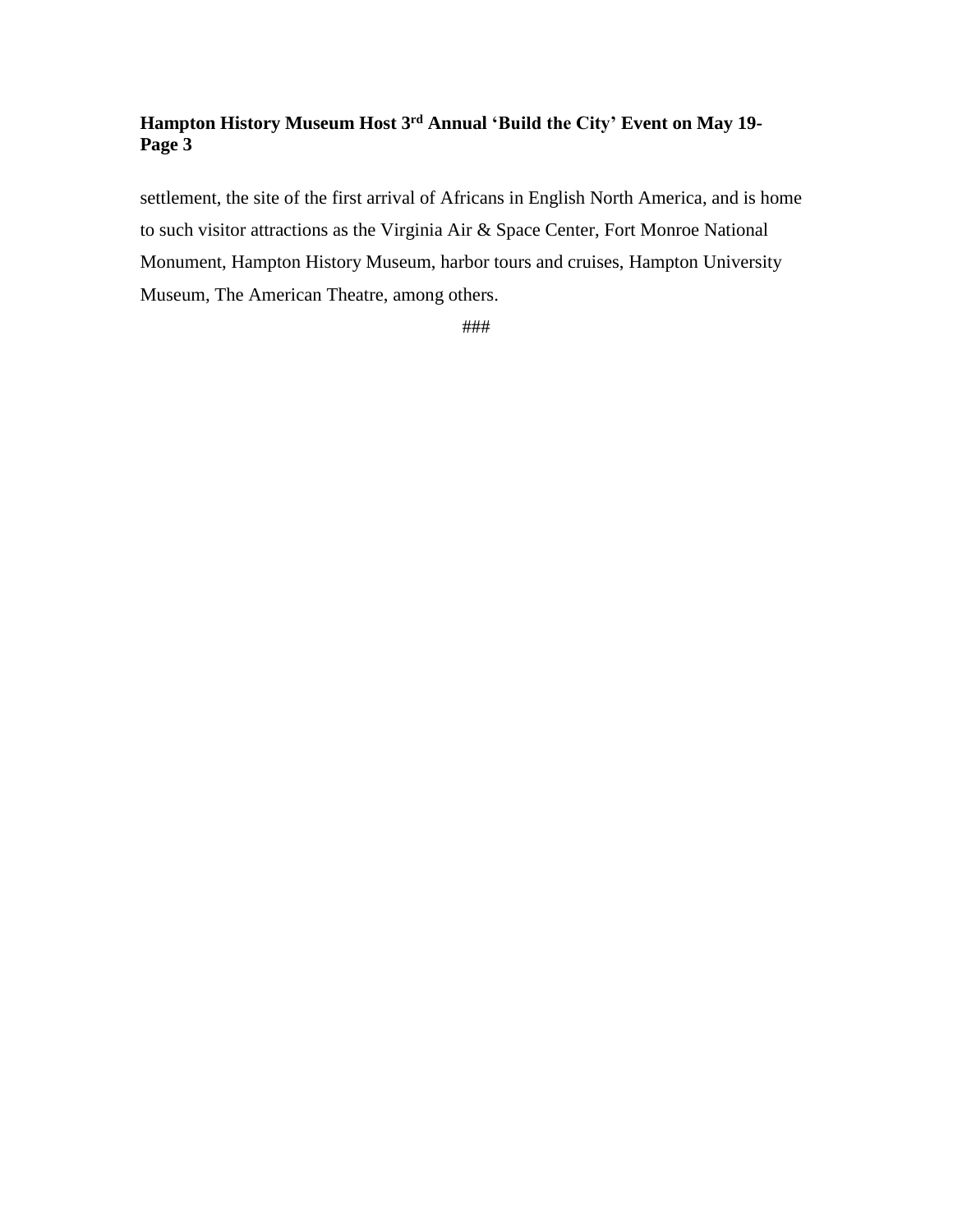settlement, the site of the first arrival of Africans in English North America, and is home to such visitor attractions as the Virginia Air & Space Center, Fort Monroe National Monument, Hampton History Museum, harbor tours and cruises, Hampton University Museum, The American Theatre, among others.

###